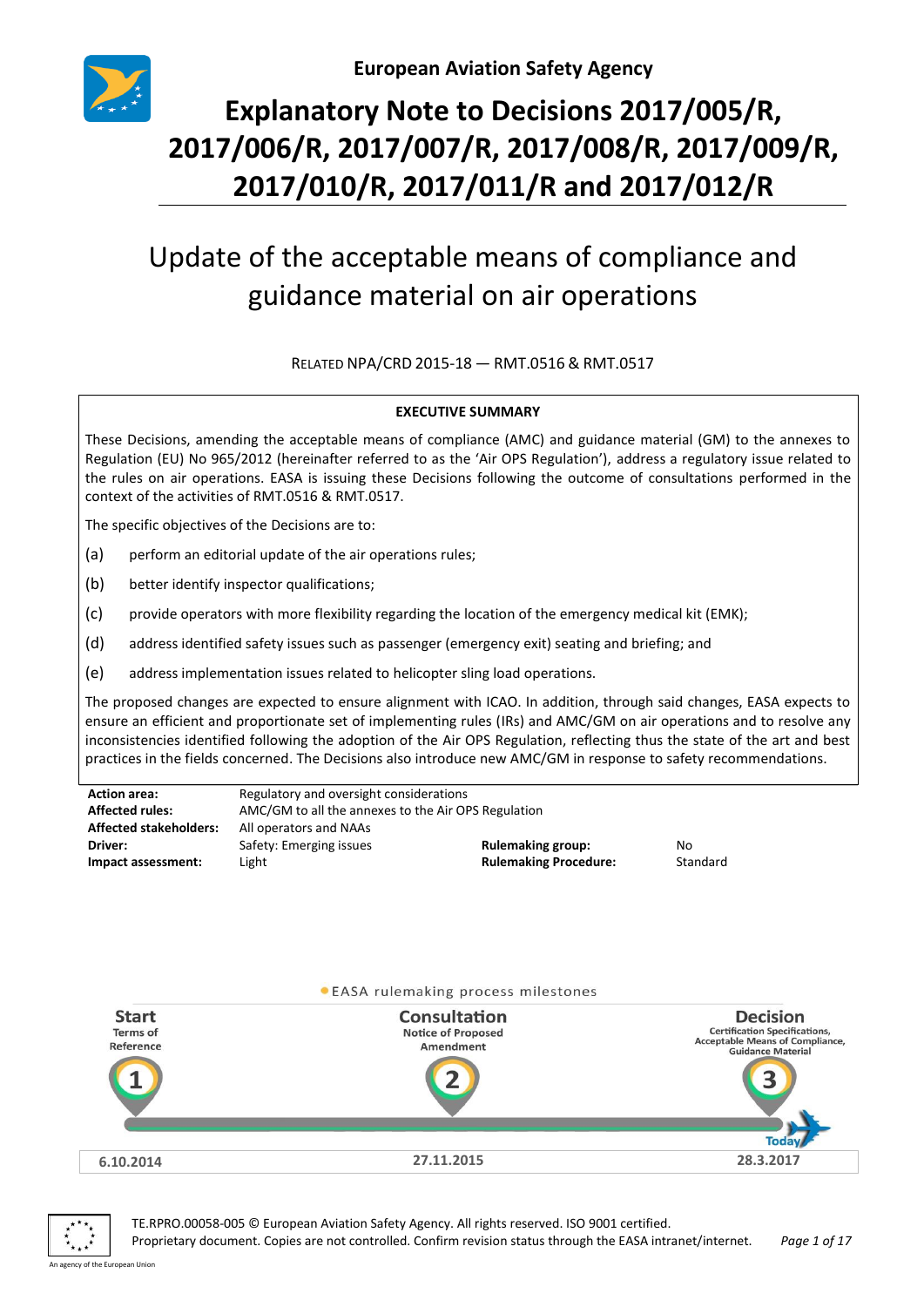European Aviation Safety Agency

# Explanatory Note to Decisions 2017/005/R, 2017/006/R, 2017/007/R, 2017/008/R, 2017/009/R, 2017/010/R, 2017/011/R and 2017/012/R

## Update of the acceptable means of compliance and guidance material on air operations

RELATED NPA/CRD 2015-18 — RMT.0516 & RMT.0517

**EXECUTIVE SUMMARY**

These Decisions, amending the acceptable means of compliance (AMC) and guidance material (GM) to the annexes to Regulation (EU) No 965/2012 (hereinafter referred to as the 'Air OPS Regulation'), address a regulatory issue related to the rules on air operations. EASA is issuing these Decisions following the outcome of consultations performed in the context of the activities of RMT.0516 & RMT.0517.

The specific objectives of the Decisions are to:

(a) perform an editorial update of the air operations rules;

(b) better identify inspector qualifications;

(c) provide operators with more flexibility regarding the location of the emergency medical kit (EMK);

(d) address identified safety issues such as passenger (emergency exit) seating and briefing; and

(e) address implementation issues related to helicopter sling load operations.

The proposed changes are expected to ensure alignment with ICAO. In addition, through said changes, EASA expects to ensure an efficient and proportionate set of implementing rules (IRs) and AMC/GM on air operations and to resolve any inconsistencies identified following the adoption of the Air OPS Regulation, reflecting thus the state of the art and best practices in the fields concerned. The Decisions also introduce new AMC/GM in response to safety recommendations.

| | | | |
|---|---|---|---|
| **Action area:** | Regulatory and oversight considerations | | |
| **Affected rules:** | AMC/GM to all the annexes to the Air OPS Regulation | | |
| **Affected stakeholders:** | All operators and NAAs | | |
| **Driver:** | Safety: Emerging issues | **Rulemaking group:** | No |
| **Impact assessment:** | Light | **Rulemaking Procedure:** | Standard |

EASA rulemaking process milestones

| Start — Terms of Reference (1) | Consultation — Notice of Proposed Amendment (2) | Decision — Certification Specifications, Acceptable Means of Compliance, Guidance Material (3) |
|---|---|---|
| 6.10.2014 | 27.11.2015 | 28.3.2017 (Today) |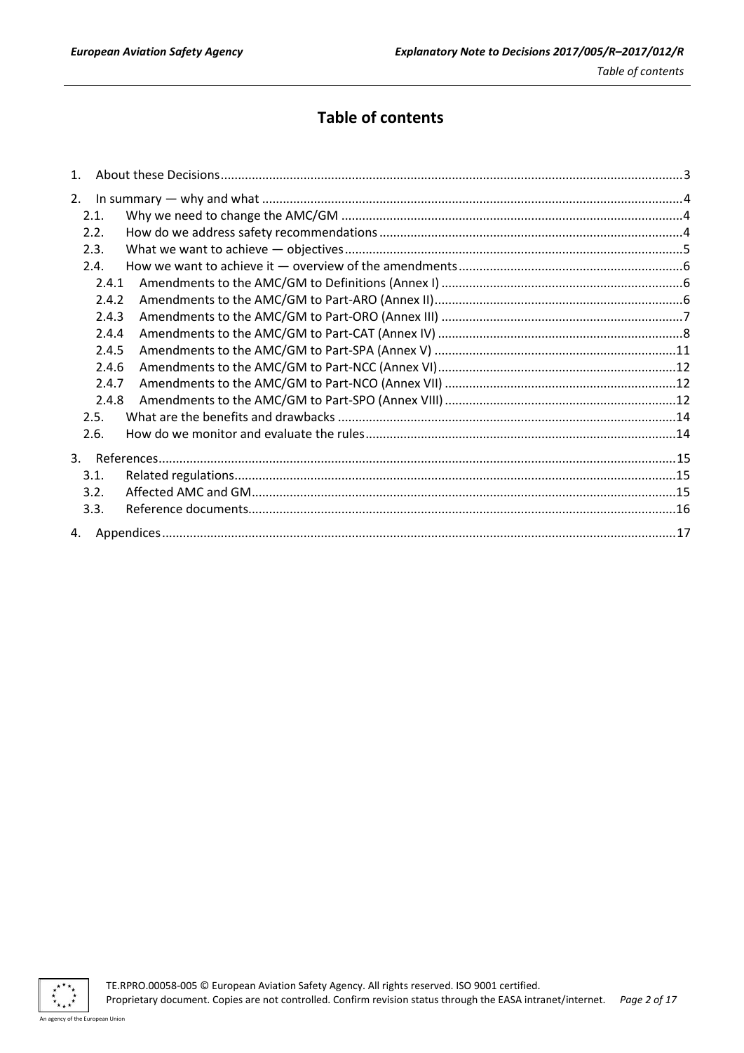# Table of contents

1. About these Decisions ..... 3
2. In summary — why and what ..... 4
   - 2.1. Why we need to change the AMC/GM ..... 4
   - 2.2. How do we address safety recommendations ..... 4
   - 2.3. What we want to achieve — objectives ..... 5
   - 2.4. How we want to achieve it — overview of the amendments ..... 6
     - 2.4.1 Amendments to the AMC/GM to Definitions (Annex I) ..... 6
     - 2.4.2 Amendments to the AMC/GM to Part-ARO (Annex II) ..... 6
     - 2.4.3 Amendments to the AMC/GM to Part-ORO (Annex III) ..... 7
     - 2.4.4 Amendments to the AMC/GM to Part-CAT (Annex IV) ..... 8
     - 2.4.5 Amendments to the AMC/GM to Part-SPA (Annex V) ..... 11
     - 2.4.6 Amendments to the AMC/GM to Part-NCC (Annex VI) ..... 12
     - 2.4.7 Amendments to the AMC/GM to Part-NCO (Annex VII) ..... 12
     - 2.4.8 Amendments to the AMC/GM to Part-SPO (Annex VIII) ..... 12
   - 2.5. What are the benefits and drawbacks ..... 14
   - 2.6. How do we monitor and evaluate the rules ..... 14
3. References ..... 15
   - 3.1. Related regulations ..... 15
   - 3.2. Affected AMC and GM ..... 15
   - 3.3. Reference documents ..... 16
4. Appendices ..... 17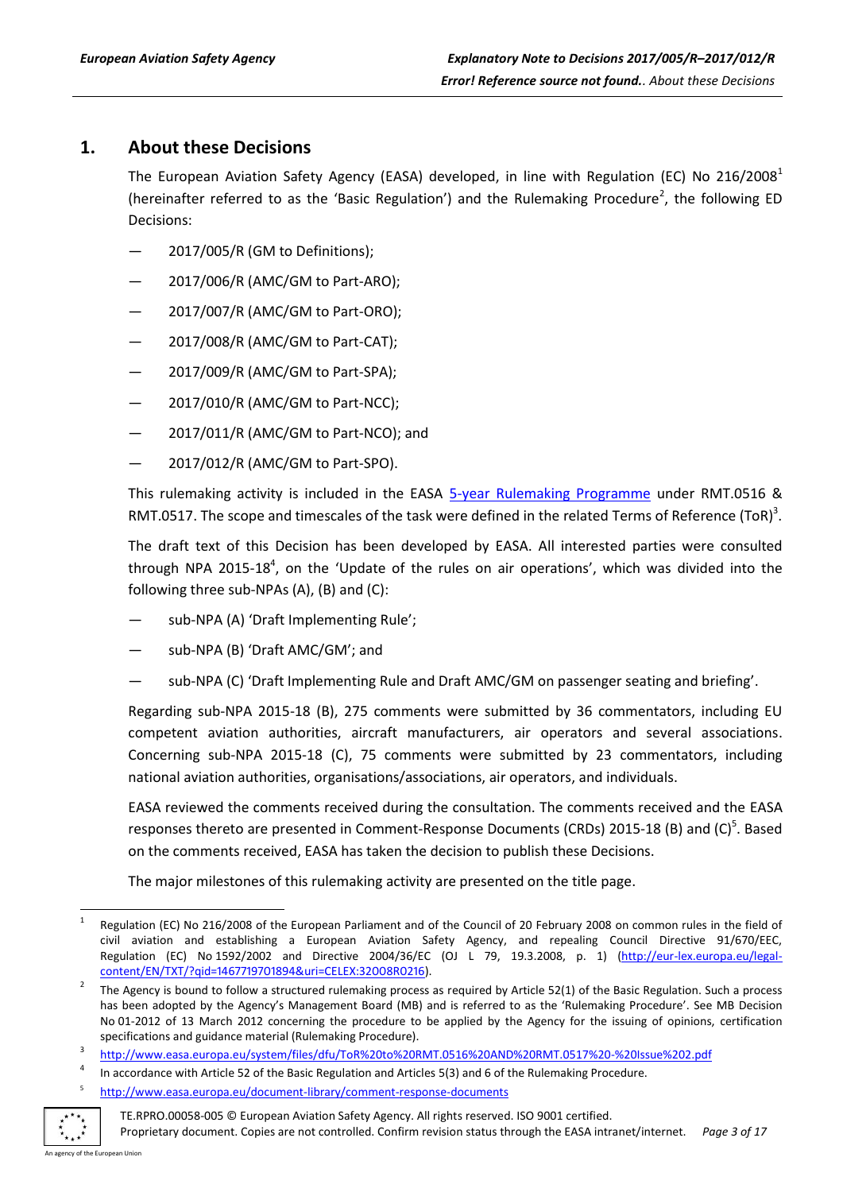## 1. About these Decisions

The European Aviation Safety Agency (EASA) developed, in line with Regulation (EC) No 216/2008[1] (hereinafter referred to as the 'Basic Regulation') and the Rulemaking Procedure[2], the following ED Decisions:

— 2017/005/R (GM to Definitions);

— 2017/006/R (AMC/GM to Part-ARO);

— 2017/007/R (AMC/GM to Part-ORO);

— 2017/008/R (AMC/GM to Part-CAT);

— 2017/009/R (AMC/GM to Part-SPA);

— 2017/010/R (AMC/GM to Part-NCC);

— 2017/011/R (AMC/GM to Part-NCO); and

— 2017/012/R (AMC/GM to Part-SPO).

This rulemaking activity is included in the EASA 5-year Rulemaking Programme under RMT.0516 & RMT.0517. The scope and timescales of the task were defined in the related Terms of Reference (ToR)[3].

The draft text of this Decision has been developed by EASA. All interested parties were consulted through NPA 2015-18[4], on the 'Update of the rules on air operations', which was divided into the following three sub-NPAs (A), (B) and (C):

— sub-NPA (A) 'Draft Implementing Rule';

— sub-NPA (B) 'Draft AMC/GM'; and

— sub-NPA (C) 'Draft Implementing Rule and Draft AMC/GM on passenger seating and briefing'.

Regarding sub-NPA 2015-18 (B), 275 comments were submitted by 36 commentators, including EU competent aviation authorities, aircraft manufacturers, air operators and several associations. Concerning sub-NPA 2015-18 (C), 75 comments were submitted by 23 commentators, including national aviation authorities, organisations/associations, air operators, and individuals.

EASA reviewed the comments received during the consultation. The comments received and the EASA responses thereto are presented in Comment-Response Documents (CRDs) 2015-18 (B) and (C)[5]. Based on the comments received, EASA has taken the decision to publish these Decisions.

The major milestones of this rulemaking activity are presented on the title page.

---

[1] Regulation (EC) No 216/2008 of the European Parliament and of the Council of 20 February 2008 on common rules in the field of civil aviation and establishing a European Aviation Safety Agency, and repealing Council Directive 91/670/EEC, Regulation (EC) No 1592/2002 and Directive 2004/36/EC (OJ L 79, 19.3.2008, p. 1) (http://eur-lex.europa.eu/legal-content/EN/TXT/?qid=1467719701894&uri=CELEX:32008R0216).

[2] The Agency is bound to follow a structured rulemaking process as required by Article 52(1) of the Basic Regulation. Such a process has been adopted by the Agency's Management Board (MB) and is referred to as the 'Rulemaking Procedure'. See MB Decision No 01-2012 of 13 March 2012 concerning the procedure to be applied by the Agency for the issuing of opinions, certification specifications and guidance material (Rulemaking Procedure).

[3] http://www.easa.europa.eu/system/files/dfu/ToR%20to%20RMT.0516%20AND%20RMT.0517%20-%20Issue%202.pdf

[4] In accordance with Article 52 of the Basic Regulation and Articles 5(3) and 6 of the Rulemaking Procedure.

[5] http://www.easa.europa.eu/document-library/comment-response-documents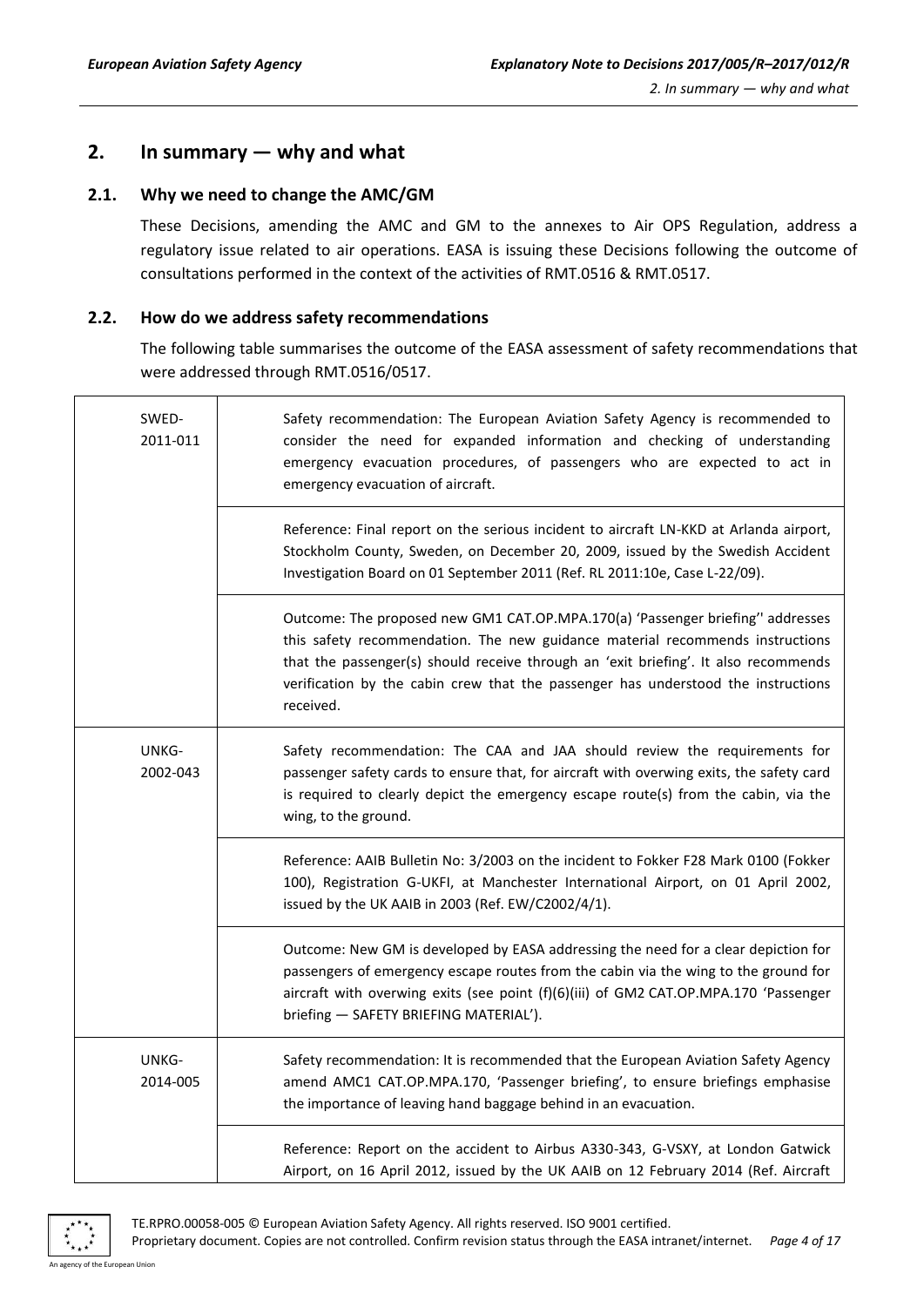## 2. In summary — why and what

### 2.1. Why we need to change the AMC/GM

These Decisions, amending the AMC and GM to the annexes to Air OPS Regulation, address a regulatory issue related to air operations. EASA is issuing these Decisions following the outcome of consultations performed in the context of the activities of RMT.0516 & RMT.0517.

### 2.2. How do we address safety recommendations

The following table summarises the outcome of the EASA assessment of safety recommendations that were addressed through RMT.0516/0517.

| | |
|---|---|
| SWED-2011-011 | Safety recommendation: The European Aviation Safety Agency is recommended to consider the need for expanded information and checking of understanding emergency evacuation procedures, of passengers who are expected to act in emergency evacuation of aircraft. |
| | Reference: Final report on the serious incident to aircraft LN-KKD at Arlanda airport, Stockholm County, Sweden, on December 20, 2009, issued by the Swedish Accident Investigation Board on 01 September 2011 (Ref. RL 2011:10e, Case L-22/09). |
| | Outcome: The proposed new GM1 CAT.OP.MPA.170(a) 'Passenger briefing'' addresses this safety recommendation. The new guidance material recommends instructions that the passenger(s) should receive through an 'exit briefing'. It also recommends verification by the cabin crew that the passenger has understood the instructions received. |
| UNKG-2002-043 | Safety recommendation: The CAA and JAA should review the requirements for passenger safety cards to ensure that, for aircraft with overwing exits, the safety card is required to clearly depict the emergency escape route(s) from the cabin, via the wing, to the ground. |
| | Reference: AAIB Bulletin No: 3/2003 on the incident to Fokker F28 Mark 0100 (Fokker 100), Registration G-UKFI, at Manchester International Airport, on 01 April 2002, issued by the UK AAIB in 2003 (Ref. EW/C2002/4/1). |
| | Outcome: New GM is developed by EASA addressing the need for a clear depiction for passengers of emergency escape routes from the cabin via the wing to the ground for aircraft with overwing exits (see point (f)(6)(iii) of GM2 CAT.OP.MPA.170 'Passenger briefing — SAFETY BRIEFING MATERIAL'). |
| UNKG-2014-005 | Safety recommendation: It is recommended that the European Aviation Safety Agency amend AMC1 CAT.OP.MPA.170, 'Passenger briefing', to ensure briefings emphasise the importance of leaving hand baggage behind in an evacuation. |
| | Reference: Report on the accident to Airbus A330-343, G-VSXY, at London Gatwick Airport, on 16 April 2012, issued by the UK AAIB on 12 February 2014 (Ref. Aircraft |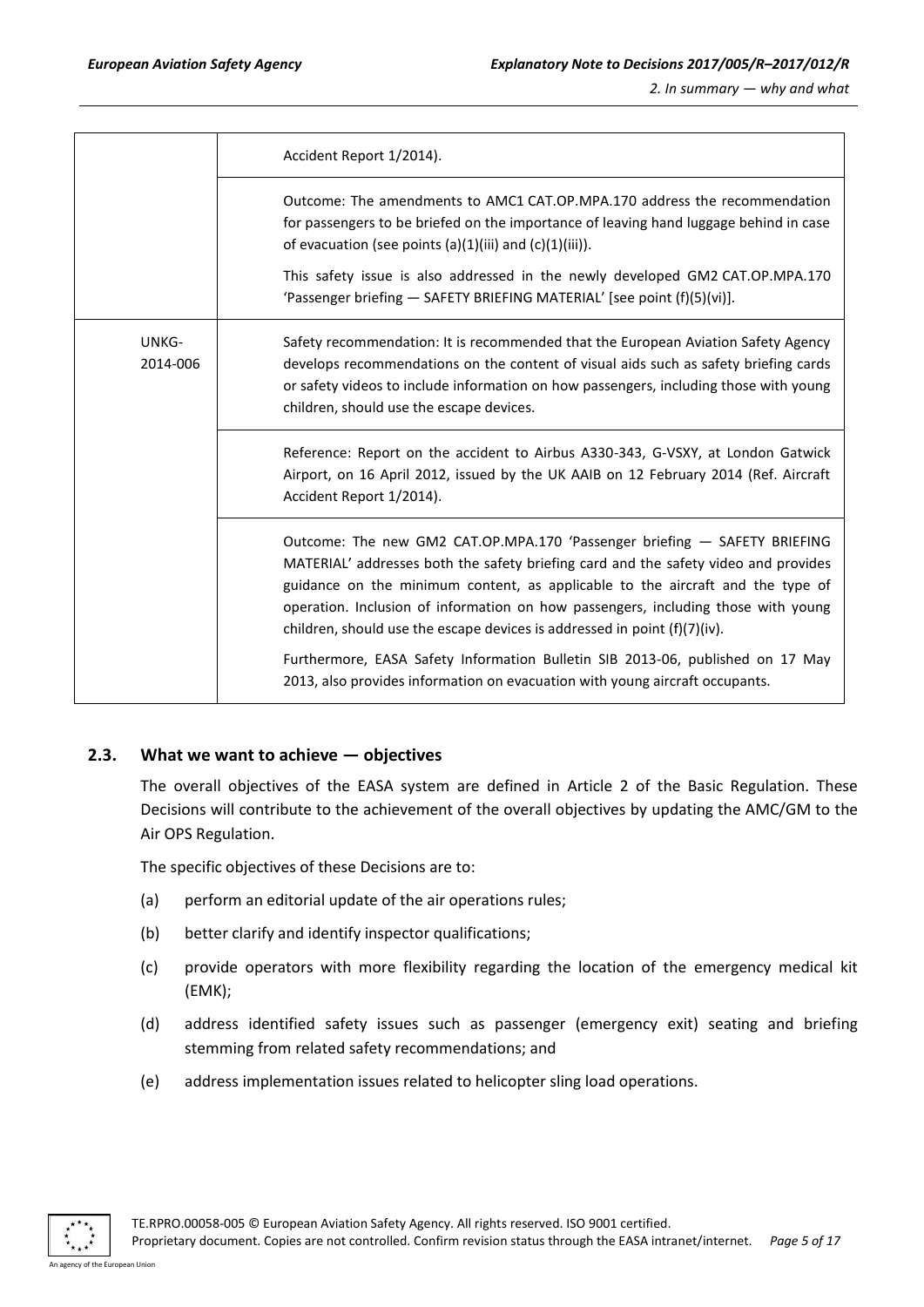| | |
|---|---|
| | Accident Report 1/2014). |
| | Outcome: The amendments to AMC1 CAT.OP.MPA.170 address the recommendation for passengers to be briefed on the importance of leaving hand luggage behind in case of evacuation (see points (a)(1)(iii) and (c)(1)(iii)).<br><br>This safety issue is also addressed in the newly developed GM2 CAT.OP.MPA.170 'Passenger briefing — SAFETY BRIEFING MATERIAL' [see point (f)(5)(vi)]. |
| UNKG-2014-006 | Safety recommendation: It is recommended that the European Aviation Safety Agency develops recommendations on the content of visual aids such as safety briefing cards or safety videos to include information on how passengers, including those with young children, should use the escape devices. |
| | Reference: Report on the accident to Airbus A330-343, G-VSXY, at London Gatwick Airport, on 16 April 2012, issued by the UK AAIB on 12 February 2014 (Ref. Aircraft Accident Report 1/2014). |
| | Outcome: The new GM2 CAT.OP.MPA.170 'Passenger briefing — SAFETY BRIEFING MATERIAL' addresses both the safety briefing card and the safety video and provides guidance on the minimum content, as applicable to the aircraft and the type of operation. Inclusion of information on how passengers, including those with young children, should use the escape devices is addressed in point (f)(7)(iv).<br><br>Furthermore, EASA Safety Information Bulletin SIB 2013-06, published on 17 May 2013, also provides information on evacuation with young aircraft occupants. |

## 2.3. What we want to achieve — objectives

The overall objectives of the EASA system are defined in Article 2 of the Basic Regulation. These Decisions will contribute to the achievement of the overall objectives by updating the AMC/GM to the Air OPS Regulation.

The specific objectives of these Decisions are to:

(a) perform an editorial update of the air operations rules;

(b) better clarify and identify inspector qualifications;

(c) provide operators with more flexibility regarding the location of the emergency medical kit (EMK);

(d) address identified safety issues such as passenger (emergency exit) seating and briefing stemming from related safety recommendations; and

(e) address implementation issues related to helicopter sling load operations.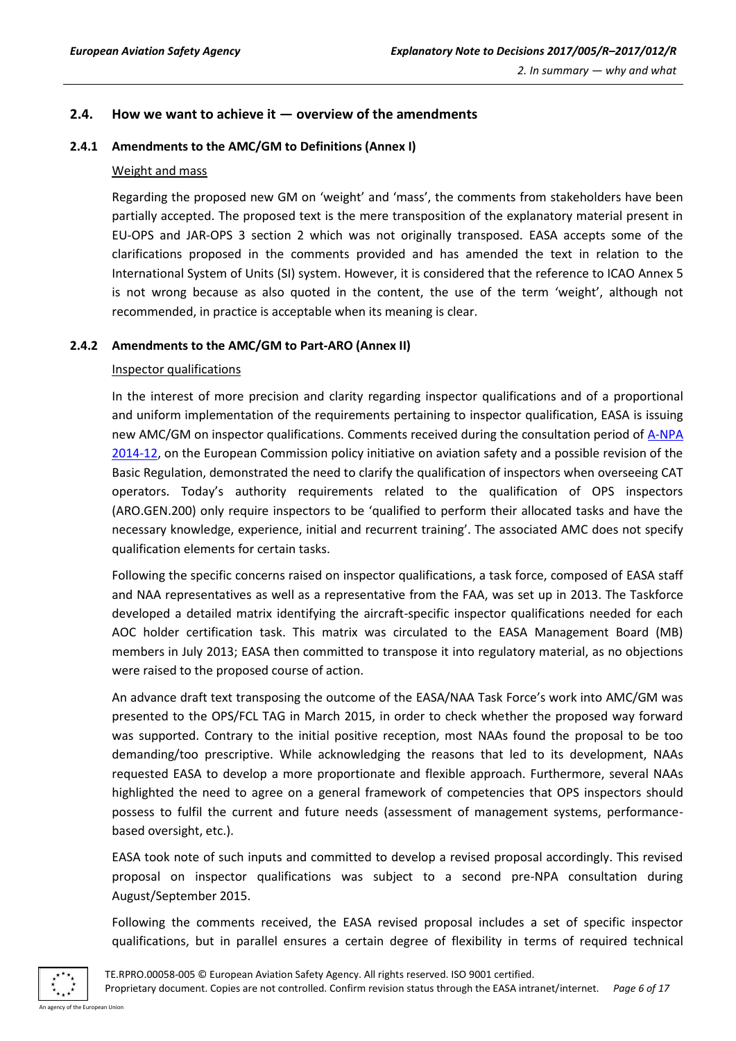## 2.4. How we want to achieve it — overview of the amendments

### 2.4.1 Amendments to the AMC/GM to Definitions (Annex I)

Weight and mass

Regarding the proposed new GM on 'weight' and 'mass', the comments from stakeholders have been partially accepted. The proposed text is the mere transposition of the explanatory material present in EU-OPS and JAR-OPS 3 section 2 which was not originally transposed. EASA accepts some of the clarifications proposed in the comments provided and has amended the text in relation to the International System of Units (SI) system. However, it is considered that the reference to ICAO Annex 5 is not wrong because as also quoted in the content, the use of the term 'weight', although not recommended, in practice is acceptable when its meaning is clear.

### 2.4.2 Amendments to the AMC/GM to Part-ARO (Annex II)

Inspector qualifications

In the interest of more precision and clarity regarding inspector qualifications and of a proportional and uniform implementation of the requirements pertaining to inspector qualification, EASA is issuing new AMC/GM on inspector qualifications. Comments received during the consultation period of A-NPA 2014-12, on the European Commission policy initiative on aviation safety and a possible revision of the Basic Regulation, demonstrated the need to clarify the qualification of inspectors when overseeing CAT operators. Today's authority requirements related to the qualification of OPS inspectors (ARO.GEN.200) only require inspectors to be 'qualified to perform their allocated tasks and have the necessary knowledge, experience, initial and recurrent training'. The associated AMC does not specify qualification elements for certain tasks.

Following the specific concerns raised on inspector qualifications, a task force, composed of EASA staff and NAA representatives as well as a representative from the FAA, was set up in 2013. The Taskforce developed a detailed matrix identifying the aircraft-specific inspector qualifications needed for each AOC holder certification task. This matrix was circulated to the EASA Management Board (MB) members in July 2013; EASA then committed to transpose it into regulatory material, as no objections were raised to the proposed course of action.

An advance draft text transposing the outcome of the EASA/NAA Task Force's work into AMC/GM was presented to the OPS/FCL TAG in March 2015, in order to check whether the proposed way forward was supported. Contrary to the initial positive reception, most NAAs found the proposal to be too demanding/too prescriptive. While acknowledging the reasons that led to its development, NAAs requested EASA to develop a more proportionate and flexible approach. Furthermore, several NAAs highlighted the need to agree on a general framework of competencies that OPS inspectors should possess to fulfil the current and future needs (assessment of management systems, performance-based oversight, etc.).

EASA took note of such inputs and committed to develop a revised proposal accordingly. This revised proposal on inspector qualifications was subject to a second pre-NPA consultation during August/September 2015.

Following the comments received, the EASA revised proposal includes a set of specific inspector qualifications, but in parallel ensures a certain degree of flexibility in terms of required technical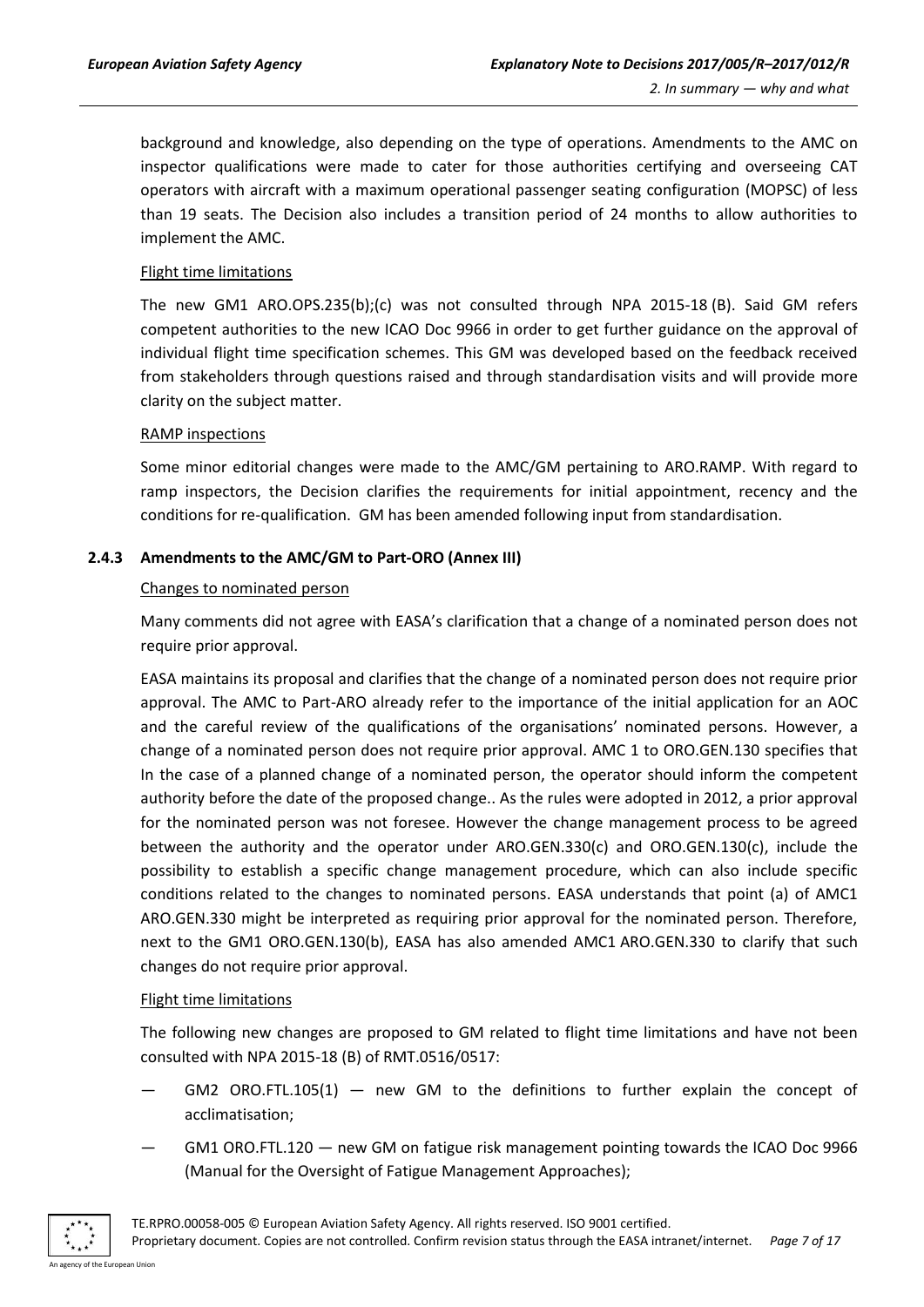background and knowledge, also depending on the type of operations. Amendments to the AMC on inspector qualifications were made to cater for those authorities certifying and overseeing CAT operators with aircraft with a maximum operational passenger seating configuration (MOPSC) of less than 19 seats. The Decision also includes a transition period of 24 months to allow authorities to implement the AMC.

Flight time limitations

The new GM1 ARO.OPS.235(b);(c) was not consulted through NPA 2015-18 (B). Said GM refers competent authorities to the new ICAO Doc 9966 in order to get further guidance on the approval of individual flight time specification schemes. This GM was developed based on the feedback received from stakeholders through questions raised and through standardisation visits and will provide more clarity on the subject matter.

RAMP inspections

Some minor editorial changes were made to the AMC/GM pertaining to ARO.RAMP. With regard to ramp inspectors, the Decision clarifies the requirements for initial appointment, recency and the conditions for re-qualification. GM has been amended following input from standardisation.

### 2.4.3 Amendments to the AMC/GM to Part-ORO (Annex III)

Changes to nominated person

Many comments did not agree with EASA's clarification that a change of a nominated person does not require prior approval.

EASA maintains its proposal and clarifies that the change of a nominated person does not require prior approval. The AMC to Part-ARO already refer to the importance of the initial application for an AOC and the careful review of the qualifications of the organisations' nominated persons. However, a change of a nominated person does not require prior approval. AMC 1 to ORO.GEN.130 specifies that In the case of a planned change of a nominated person, the operator should inform the competent authority before the date of the proposed change.. As the rules were adopted in 2012, a prior approval for the nominated person was not foresee. However the change management process to be agreed between the authority and the operator under ARO.GEN.330(c) and ORO.GEN.130(c), include the possibility to establish a specific change management procedure, which can also include specific conditions related to the changes to nominated persons. EASA understands that point (a) of AMC1 ARO.GEN.330 might be interpreted as requiring prior approval for the nominated person. Therefore, next to the GM1 ORO.GEN.130(b), EASA has also amended AMC1 ARO.GEN.330 to clarify that such changes do not require prior approval.

Flight time limitations

The following new changes are proposed to GM related to flight time limitations and have not been consulted with NPA 2015-18 (B) of RMT.0516/0517:

— GM2 ORO.FTL.105(1) — new GM to the definitions to further explain the concept of acclimatisation;

— GM1 ORO.FTL.120 — new GM on fatigue risk management pointing towards the ICAO Doc 9966 (Manual for the Oversight of Fatigue Management Approaches);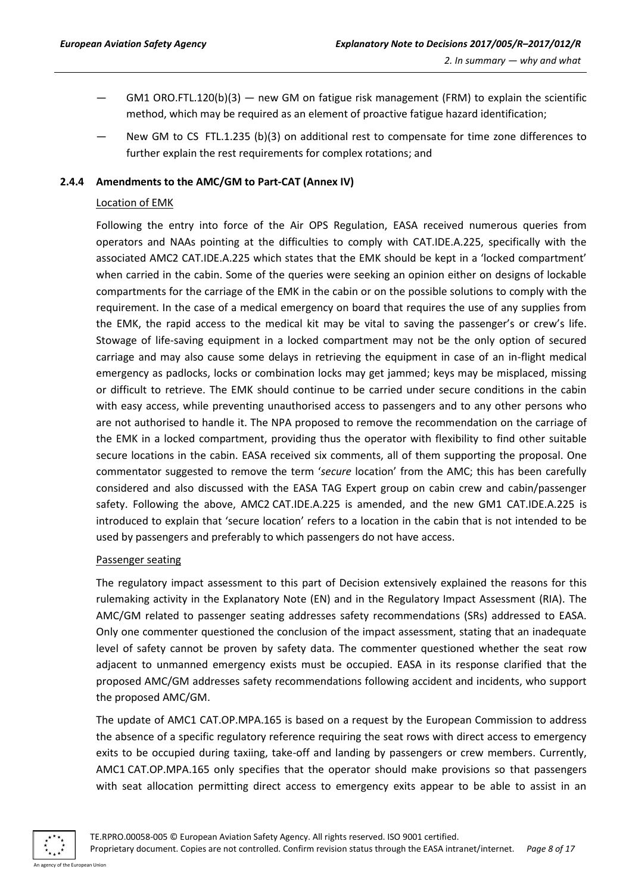- GM1 ORO.FTL.120(b)(3) — new GM on fatigue risk management (FRM) to explain the scientific method, which may be required as an element of proactive fatigue hazard identification;
- New GM to CS FTL.1.235 (b)(3) on additional rest to compensate for time zone differences to further explain the rest requirements for complex rotations; and

### 2.4.4 Amendments to the AMC/GM to Part-CAT (Annex IV)

Location of EMK

Following the entry into force of the Air OPS Regulation, EASA received numerous queries from operators and NAAs pointing at the difficulties to comply with CAT.IDE.A.225, specifically with the associated AMC2 CAT.IDE.A.225 which states that the EMK should be kept in a 'locked compartment' when carried in the cabin. Some of the queries were seeking an opinion either on designs of lockable compartments for the carriage of the EMK in the cabin or on the possible solutions to comply with the requirement. In the case of a medical emergency on board that requires the use of any supplies from the EMK, the rapid access to the medical kit may be vital to saving the passenger's or crew's life. Stowage of life-saving equipment in a locked compartment may not be the only option of secured carriage and may also cause some delays in retrieving the equipment in case of an in-flight medical emergency as padlocks, locks or combination locks may get jammed; keys may be misplaced, missing or difficult to retrieve. The EMK should continue to be carried under secure conditions in the cabin with easy access, while preventing unauthorised access to passengers and to any other persons who are not authorised to handle it. The NPA proposed to remove the recommendation on the carriage of the EMK in a locked compartment, providing thus the operator with flexibility to find other suitable secure locations in the cabin. EASA received six comments, all of them supporting the proposal. One commentator suggested to remove the term '*secure* location' from the AMC; this has been carefully considered and also discussed with the EASA TAG Expert group on cabin crew and cabin/passenger safety. Following the above, AMC2 CAT.IDE.A.225 is amended, and the new GM1 CAT.IDE.A.225 is introduced to explain that 'secure location' refers to a location in the cabin that is not intended to be used by passengers and preferably to which passengers do not have access.

Passenger seating

The regulatory impact assessment to this part of Decision extensively explained the reasons for this rulemaking activity in the Explanatory Note (EN) and in the Regulatory Impact Assessment (RIA). The AMC/GM related to passenger seating addresses safety recommendations (SRs) addressed to EASA. Only one commenter questioned the conclusion of the impact assessment, stating that an inadequate level of safety cannot be proven by safety data. The commenter questioned whether the seat row adjacent to unmanned emergency exists must be occupied. EASA in its response clarified that the proposed AMC/GM addresses safety recommendations following accident and incidents, who support the proposed AMC/GM.

The update of AMC1 CAT.OP.MPA.165 is based on a request by the European Commission to address the absence of a specific regulatory reference requiring the seat rows with direct access to emergency exits to be occupied during taxiing, take-off and landing by passengers or crew members. Currently, AMC1 CAT.OP.MPA.165 only specifies that the operator should make provisions so that passengers with seat allocation permitting direct access to emergency exits appear to be able to assist in an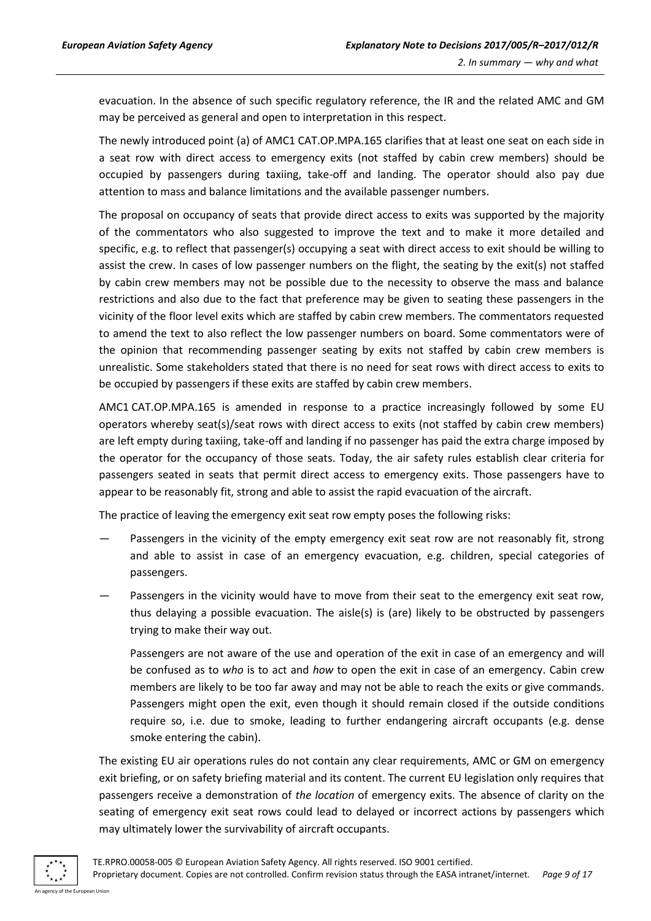evacuation. In the absence of such specific regulatory reference, the IR and the related AMC and GM may be perceived as general and open to interpretation in this respect.

The newly introduced point (a) of AMC1 CAT.OP.MPA.165 clarifies that at least one seat on each side in a seat row with direct access to emergency exits (not staffed by cabin crew members) should be occupied by passengers during taxiing, take-off and landing. The operator should also pay due attention to mass and balance limitations and the available passenger numbers.

The proposal on occupancy of seats that provide direct access to exits was supported by the majority of the commentators who also suggested to improve the text and to make it more detailed and specific, e.g. to reflect that passenger(s) occupying a seat with direct access to exit should be willing to assist the crew. In cases of low passenger numbers on the flight, the seating by the exit(s) not staffed by cabin crew members may not be possible due to the necessity to observe the mass and balance restrictions and also due to the fact that preference may be given to seating these passengers in the vicinity of the floor level exits which are staffed by cabin crew members. The commentators requested to amend the text to also reflect the low passenger numbers on board. Some commentators were of the opinion that recommending passenger seating by exits not staffed by cabin crew members is unrealistic. Some stakeholders stated that there is no need for seat rows with direct access to exits to be occupied by passengers if these exits are staffed by cabin crew members.

AMC1 CAT.OP.MPA.165 is amended in response to a practice increasingly followed by some EU operators whereby seat(s)/seat rows with direct access to exits (not staffed by cabin crew members) are left empty during taxiing, take-off and landing if no passenger has paid the extra charge imposed by the operator for the occupancy of those seats. Today, the air safety rules establish clear criteria for passengers seated in seats that permit direct access to emergency exits. Those passengers have to appear to be reasonably fit, strong and able to assist the rapid evacuation of the aircraft.

The practice of leaving the emergency exit seat row empty poses the following risks:

- Passengers in the vicinity of the empty emergency exit seat row are not reasonably fit, strong and able to assist in case of an emergency evacuation, e.g. children, special categories of passengers.
- Passengers in the vicinity would have to move from their seat to the emergency exit seat row, thus delaying a possible evacuation. The aisle(s) is (are) likely to be obstructed by passengers trying to make their way out.

  Passengers are not aware of the use and operation of the exit in case of an emergency and will be confused as to *who* is to act and *how* to open the exit in case of an emergency. Cabin crew members are likely to be too far away and may not be able to reach the exits or give commands. Passengers might open the exit, even though it should remain closed if the outside conditions require so, i.e. due to smoke, leading to further endangering aircraft occupants (e.g. dense smoke entering the cabin).

The existing EU air operations rules do not contain any clear requirements, AMC or GM on emergency exit briefing, or on safety briefing material and its content. The current EU legislation only requires that passengers receive a demonstration of *the location* of emergency exits. The absence of clarity on the seating of emergency exit seat rows could lead to delayed or incorrect actions by passengers which may ultimately lower the survivability of aircraft occupants.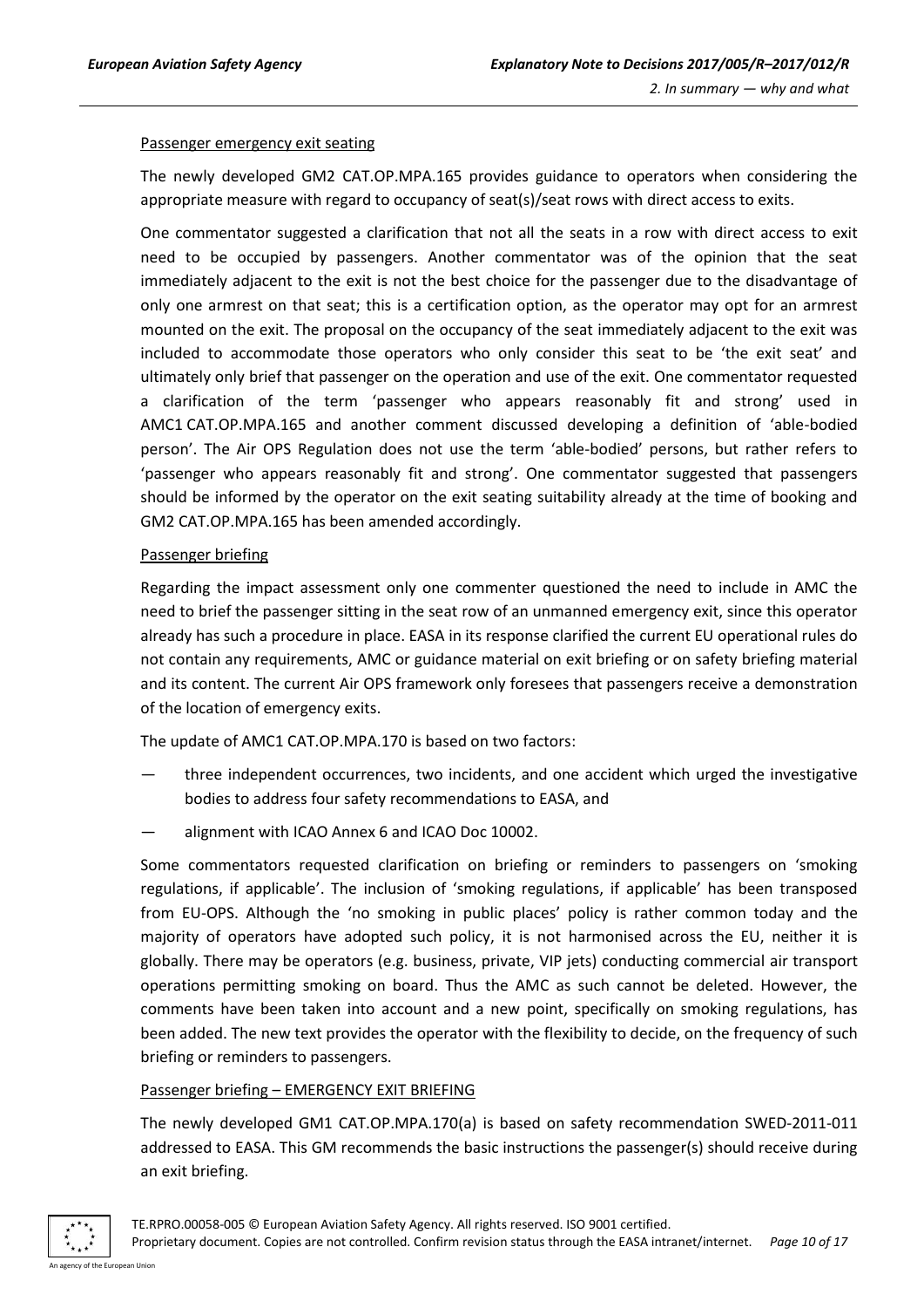Passenger emergency exit seating

The newly developed GM2 CAT.OP.MPA.165 provides guidance to operators when considering the appropriate measure with regard to occupancy of seat(s)/seat rows with direct access to exits.

One commentator suggested a clarification that not all the seats in a row with direct access to exit need to be occupied by passengers. Another commentator was of the opinion that the seat immediately adjacent to the exit is not the best choice for the passenger due to the disadvantage of only one armrest on that seat; this is a certification option, as the operator may opt for an armrest mounted on the exit. The proposal on the occupancy of the seat immediately adjacent to the exit was included to accommodate those operators who only consider this seat to be 'the exit seat' and ultimately only brief that passenger on the operation and use of the exit. One commentator requested a clarification of the term 'passenger who appears reasonably fit and strong' used in AMC1 CAT.OP.MPA.165 and another comment discussed developing a definition of 'able-bodied person'. The Air OPS Regulation does not use the term 'able-bodied' persons, but rather refers to 'passenger who appears reasonably fit and strong'. One commentator suggested that passengers should be informed by the operator on the exit seating suitability already at the time of booking and GM2 CAT.OP.MPA.165 has been amended accordingly.

Passenger briefing

Regarding the impact assessment only one commenter questioned the need to include in AMC the need to brief the passenger sitting in the seat row of an unmanned emergency exit, since this operator already has such a procedure in place. EASA in its response clarified the current EU operational rules do not contain any requirements, AMC or guidance material on exit briefing or on safety briefing material and its content. The current Air OPS framework only foresees that passengers receive a demonstration of the location of emergency exits.

The update of AMC1 CAT.OP.MPA.170 is based on two factors:

— three independent occurrences, two incidents, and one accident which urged the investigative bodies to address four safety recommendations to EASA, and

— alignment with ICAO Annex 6 and ICAO Doc 10002.

Some commentators requested clarification on briefing or reminders to passengers on 'smoking regulations, if applicable'. The inclusion of 'smoking regulations, if applicable' has been transposed from EU-OPS. Although the 'no smoking in public places' policy is rather common today and the majority of operators have adopted such policy, it is not harmonised across the EU, neither it is globally. There may be operators (e.g. business, private, VIP jets) conducting commercial air transport operations permitting smoking on board. Thus the AMC as such cannot be deleted. However, the comments have been taken into account and a new point, specifically on smoking regulations, has been added. The new text provides the operator with the flexibility to decide, on the frequency of such briefing or reminders to passengers.

Passenger briefing – EMERGENCY EXIT BRIEFING

The newly developed GM1 CAT.OP.MPA.170(a) is based on safety recommendation SWED-2011-011 addressed to EASA. This GM recommends the basic instructions the passenger(s) should receive during an exit briefing.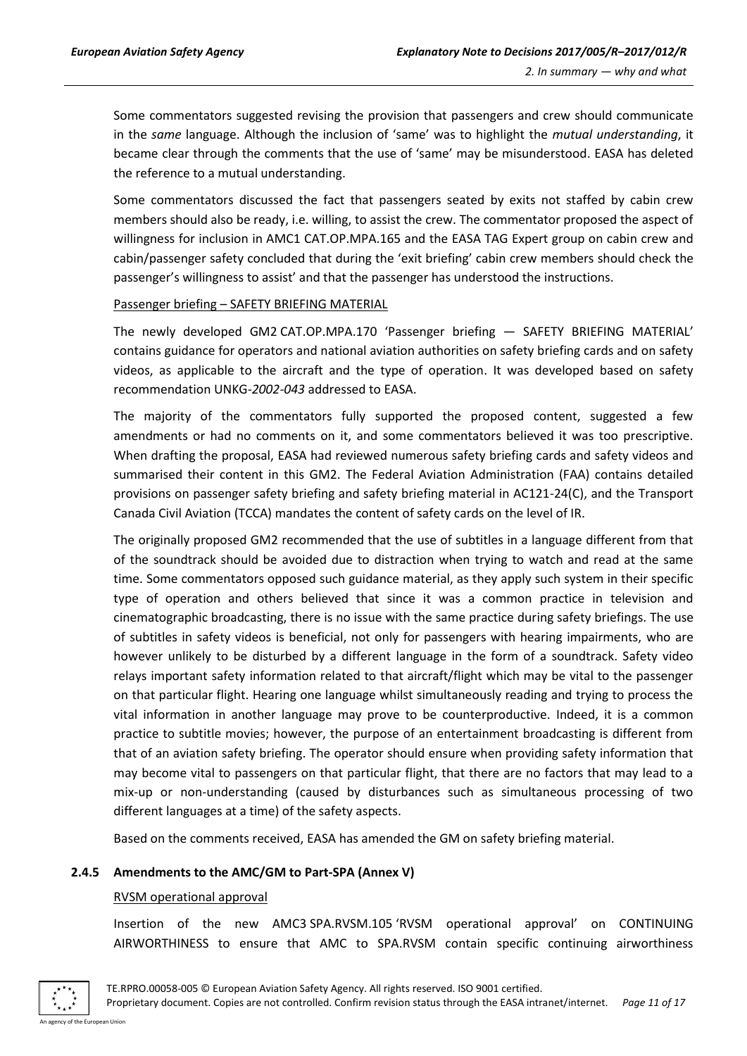Some commentators suggested revising the provision that passengers and crew should communicate in the *same* language. Although the inclusion of 'same' was to highlight the *mutual understanding*, it became clear through the comments that the use of 'same' may be misunderstood. EASA has deleted the reference to a mutual understanding.

Some commentators discussed the fact that passengers seated by exits not staffed by cabin crew members should also be ready, i.e. willing, to assist the crew. The commentator proposed the aspect of willingness for inclusion in AMC1 CAT.OP.MPA.165 and the EASA TAG Expert group on cabin crew and cabin/passenger safety concluded that during the 'exit briefing' cabin crew members should check the passenger's willingness to assist' and that the passenger has understood the instructions.

Passenger briefing – SAFETY BRIEFING MATERIAL

The newly developed GM2 CAT.OP.MPA.170 'Passenger briefing — SAFETY BRIEFING MATERIAL' contains guidance for operators and national aviation authorities on safety briefing cards and on safety videos, as applicable to the aircraft and the type of operation. It was developed based on safety recommendation UNKG-*2002-043* addressed to EASA.

The majority of the commentators fully supported the proposed content, suggested a few amendments or had no comments on it, and some commentators believed it was too prescriptive. When drafting the proposal, EASA had reviewed numerous safety briefing cards and safety videos and summarised their content in this GM2. The Federal Aviation Administration (FAA) contains detailed provisions on passenger safety briefing and safety briefing material in AC121-24(C), and the Transport Canada Civil Aviation (TCCA) mandates the content of safety cards on the level of IR.

The originally proposed GM2 recommended that the use of subtitles in a language different from that of the soundtrack should be avoided due to distraction when trying to watch and read at the same time. Some commentators opposed such guidance material, as they apply such system in their specific type of operation and others believed that since it was a common practice in television and cinematographic broadcasting, there is no issue with the same practice during safety briefings. The use of subtitles in safety videos is beneficial, not only for passengers with hearing impairments, who are however unlikely to be disturbed by a different language in the form of a soundtrack. Safety video relays important safety information related to that aircraft/flight which may be vital to the passenger on that particular flight. Hearing one language whilst simultaneously reading and trying to process the vital information in another language may prove to be counterproductive. Indeed, it is a common practice to subtitle movies; however, the purpose of an entertainment broadcasting is different from that of an aviation safety briefing. The operator should ensure when providing safety information that may become vital to passengers on that particular flight, that there are no factors that may lead to a mix-up or non-understanding (caused by disturbances such as simultaneous processing of two different languages at a time) of the safety aspects.

Based on the comments received, EASA has amended the GM on safety briefing material.

### 2.4.5 Amendments to the AMC/GM to Part-SPA (Annex V)

RVSM operational approval

Insertion of the new AMC3 SPA.RVSM.105 'RVSM operational approval' on CONTINUING AIRWORTHINESS to ensure that AMC to SPA.RVSM contain specific continuing airworthiness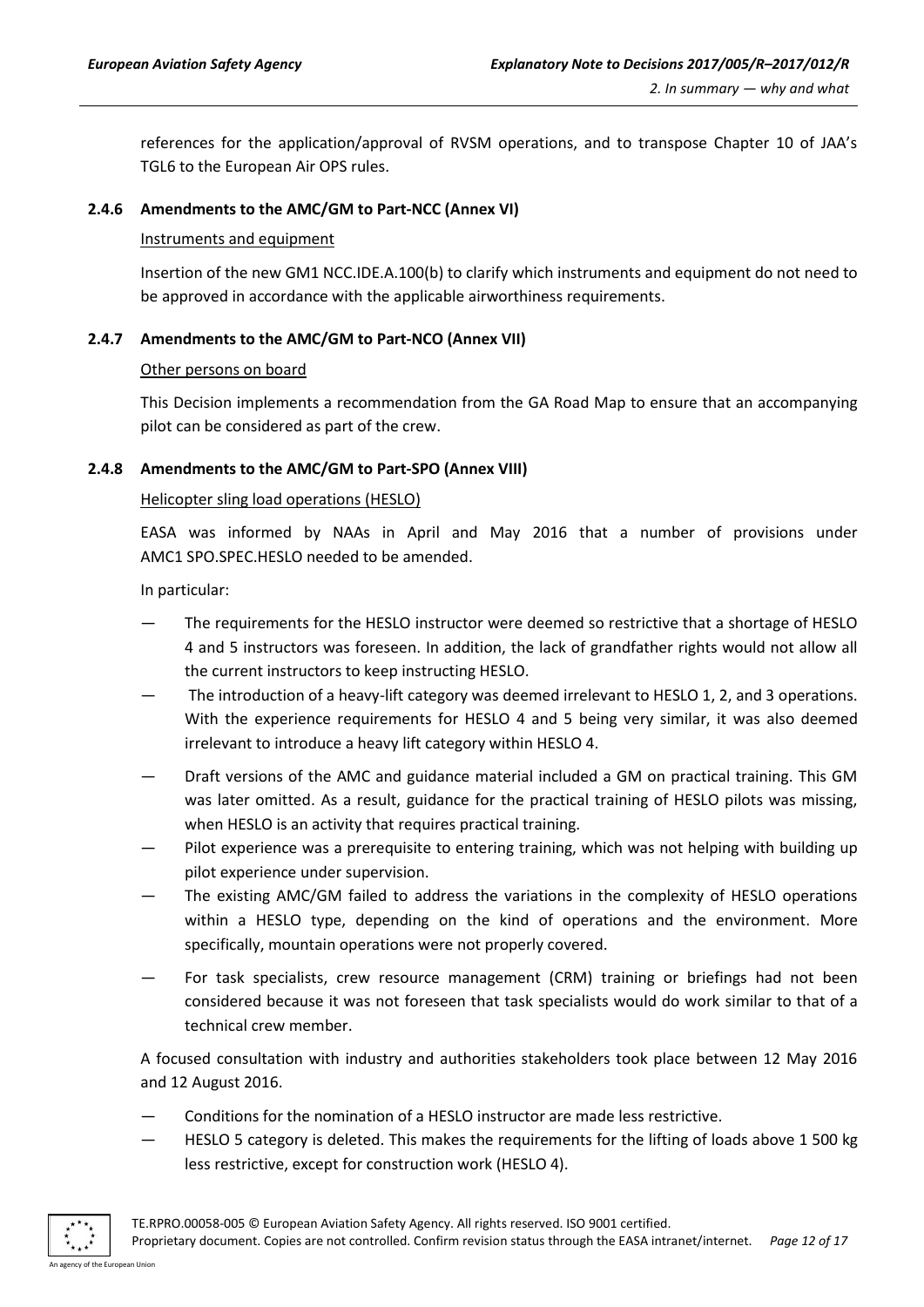references for the application/approval of RVSM operations, and to transpose Chapter 10 of JAA's TGL6 to the European Air OPS rules.

### 2.4.6 Amendments to the AMC/GM to Part-NCC (Annex VI)

Instruments and equipment

Insertion of the new GM1 NCC.IDE.A.100(b) to clarify which instruments and equipment do not need to be approved in accordance with the applicable airworthiness requirements.

### 2.4.7 Amendments to the AMC/GM to Part-NCO (Annex VII)

Other persons on board

This Decision implements a recommendation from the GA Road Map to ensure that an accompanying pilot can be considered as part of the crew.

### 2.4.8 Amendments to the AMC/GM to Part-SPO (Annex VIII)

Helicopter sling load operations (HESLO)

EASA was informed by NAAs in April and May 2016 that a number of provisions under AMC1 SPO.SPEC.HESLO needed to be amended.

In particular:

- The requirements for the HESLO instructor were deemed so restrictive that a shortage of HESLO 4 and 5 instructors was foreseen. In addition, the lack of grandfather rights would not allow all the current instructors to keep instructing HESLO.
- The introduction of a heavy-lift category was deemed irrelevant to HESLO 1, 2, and 3 operations. With the experience requirements for HESLO 4 and 5 being very similar, it was also deemed irrelevant to introduce a heavy lift category within HESLO 4.
- Draft versions of the AMC and guidance material included a GM on practical training. This GM was later omitted. As a result, guidance for the practical training of HESLO pilots was missing, when HESLO is an activity that requires practical training.
- Pilot experience was a prerequisite to entering training, which was not helping with building up pilot experience under supervision.
- The existing AMC/GM failed to address the variations in the complexity of HESLO operations within a HESLO type, depending on the kind of operations and the environment. More specifically, mountain operations were not properly covered.
- For task specialists, crew resource management (CRM) training or briefings had not been considered because it was not foreseen that task specialists would do work similar to that of a technical crew member.

A focused consultation with industry and authorities stakeholders took place between 12 May 2016 and 12 August 2016.

- Conditions for the nomination of a HESLO instructor are made less restrictive.
- HESLO 5 category is deleted. This makes the requirements for the lifting of loads above 1 500 kg less restrictive, except for construction work (HESLO 4).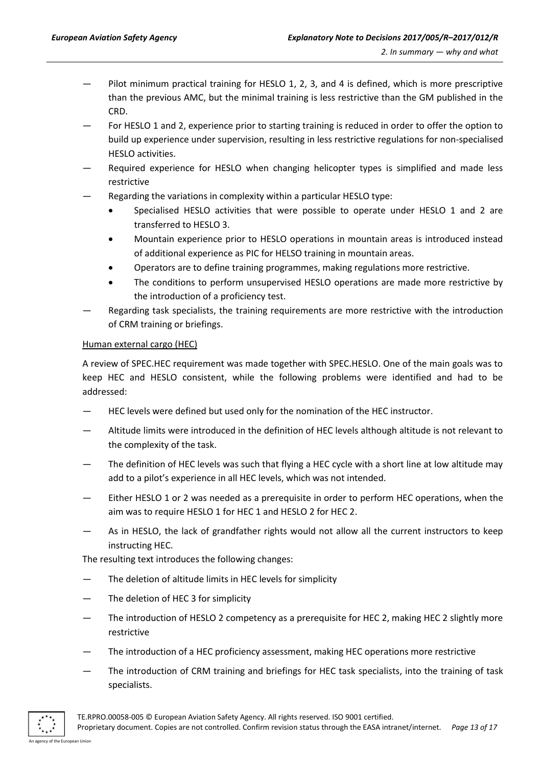— Pilot minimum practical training for HESLO 1, 2, 3, and 4 is defined, which is more prescriptive than the previous AMC, but the minimal training is less restrictive than the GM published in the CRD.

— For HESLO 1 and 2, experience prior to starting training is reduced in order to offer the option to build up experience under supervision, resulting in less restrictive regulations for non-specialised HESLO activities.

— Required experience for HESLO when changing helicopter types is simplified and made less restrictive

— Regarding the variations in complexity within a particular HESLO type:
  - Specialised HESLO activities that were possible to operate under HESLO 1 and 2 are transferred to HESLO 3.
  - Mountain experience prior to HESLO operations in mountain areas is introduced instead of additional experience as PIC for HELSO training in mountain areas.
  - Operators are to define training programmes, making regulations more restrictive.
  - The conditions to perform unsupervised HESLO operations are made more restrictive by the introduction of a proficiency test.

— Regarding task specialists, the training requirements are more restrictive with the introduction of CRM training or briefings.

Human external cargo (HEC)

A review of SPEC.HEC requirement was made together with SPEC.HESLO. One of the main goals was to keep HEC and HESLO consistent, while the following problems were identified and had to be addressed:

— HEC levels were defined but used only for the nomination of the HEC instructor.

— Altitude limits were introduced in the definition of HEC levels although altitude is not relevant to the complexity of the task.

— The definition of HEC levels was such that flying a HEC cycle with a short line at low altitude may add to a pilot's experience in all HEC levels, which was not intended.

— Either HESLO 1 or 2 was needed as a prerequisite in order to perform HEC operations, when the aim was to require HESLO 1 for HEC 1 and HESLO 2 for HEC 2.

— As in HESLO, the lack of grandfather rights would not allow all the current instructors to keep instructing HEC.

The resulting text introduces the following changes:

— The deletion of altitude limits in HEC levels for simplicity

— The deletion of HEC 3 for simplicity

— The introduction of HESLO 2 competency as a prerequisite for HEC 2, making HEC 2 slightly more restrictive

— The introduction of a HEC proficiency assessment, making HEC operations more restrictive

— The introduction of CRM training and briefings for HEC task specialists, into the training of task specialists.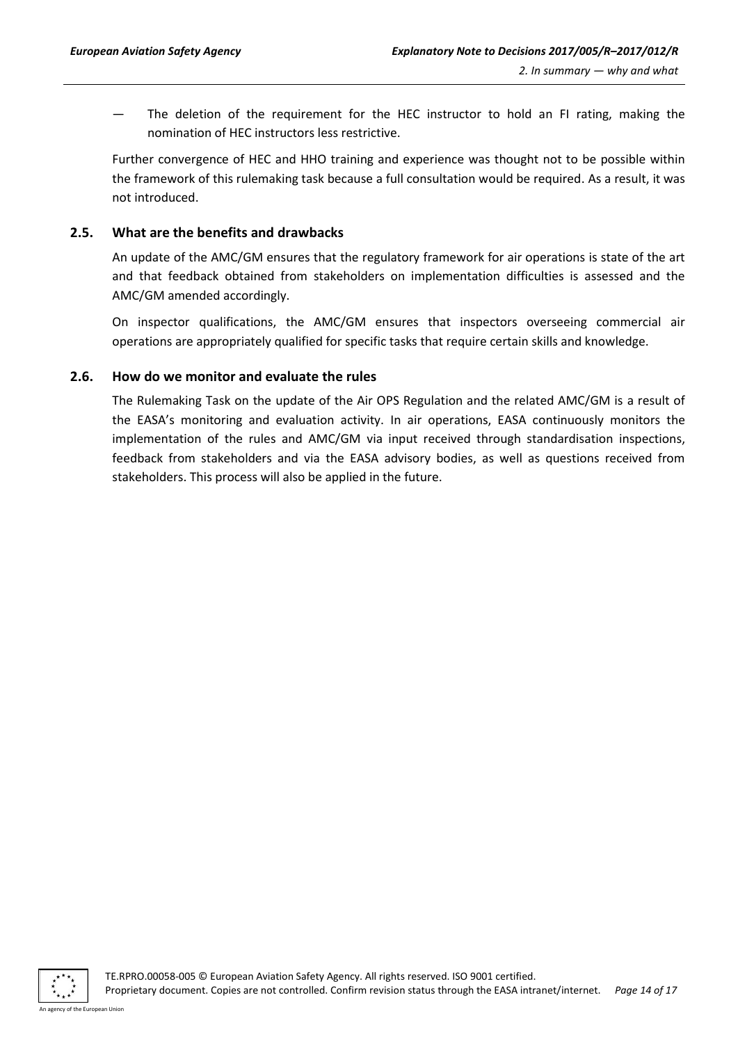— The deletion of the requirement for the HEC instructor to hold an FI rating, making the nomination of HEC instructors less restrictive.

Further convergence of HEC and HHO training and experience was thought not to be possible within the framework of this rulemaking task because a full consultation would be required. As a result, it was not introduced.

### 2.5. What are the benefits and drawbacks

An update of the AMC/GM ensures that the regulatory framework for air operations is state of the art and that feedback obtained from stakeholders on implementation difficulties is assessed and the AMC/GM amended accordingly.

On inspector qualifications, the AMC/GM ensures that inspectors overseeing commercial air operations are appropriately qualified for specific tasks that require certain skills and knowledge.

### 2.6. How do we monitor and evaluate the rules

The Rulemaking Task on the update of the Air OPS Regulation and the related AMC/GM is a result of the EASA's monitoring and evaluation activity. In air operations, EASA continuously monitors the implementation of the rules and AMC/GM via input received through standardisation inspections, feedback from stakeholders and via the EASA advisory bodies, as well as questions received from stakeholders. This process will also be applied in the future.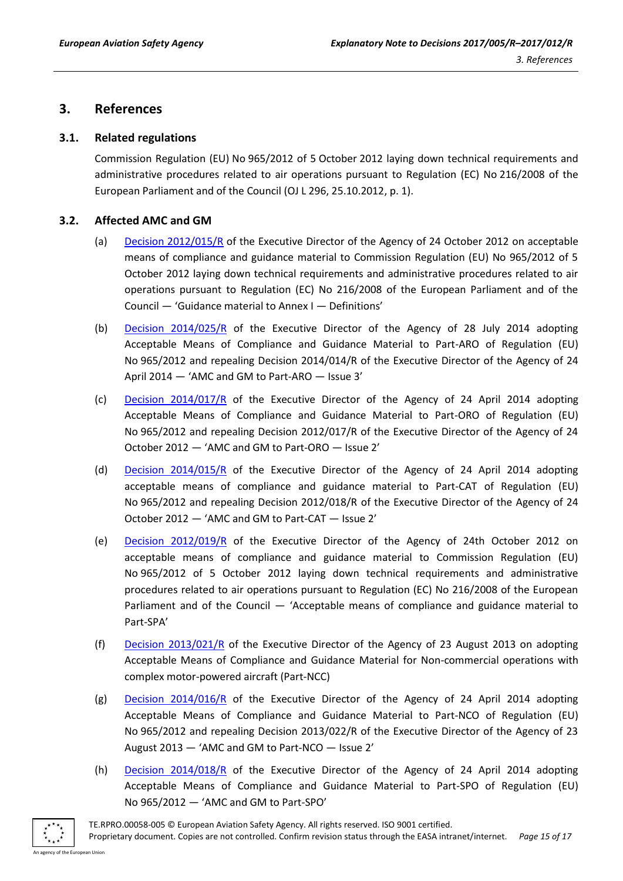## 3. References

### 3.1. Related regulations

Commission Regulation (EU) No 965/2012 of 5 October 2012 laying down technical requirements and administrative procedures related to air operations pursuant to Regulation (EC) No 216/2008 of the European Parliament and of the Council (OJ L 296, 25.10.2012, p. 1).

### 3.2. Affected AMC and GM

(a) Decision 2012/015/R of the Executive Director of the Agency of 24 October 2012 on acceptable means of compliance and guidance material to Commission Regulation (EU) No 965/2012 of 5 October 2012 laying down technical requirements and administrative procedures related to air operations pursuant to Regulation (EC) No 216/2008 of the European Parliament and of the Council — 'Guidance material to Annex I — Definitions'

(b) Decision 2014/025/R of the Executive Director of the Agency of 28 July 2014 adopting Acceptable Means of Compliance and Guidance Material to Part-ARO of Regulation (EU) No 965/2012 and repealing Decision 2014/014/R of the Executive Director of the Agency of 24 April 2014 — 'AMC and GM to Part-ARO — Issue 3'

(c) Decision 2014/017/R of the Executive Director of the Agency of 24 April 2014 adopting Acceptable Means of Compliance and Guidance Material to Part-ORO of Regulation (EU) No 965/2012 and repealing Decision 2012/017/R of the Executive Director of the Agency of 24 October 2012 — 'AMC and GM to Part-ORO — Issue 2'

(d) Decision 2014/015/R of the Executive Director of the Agency of 24 April 2014 adopting acceptable means of compliance and guidance material to Part-CAT of Regulation (EU) No 965/2012 and repealing Decision 2012/018/R of the Executive Director of the Agency of 24 October 2012 — 'AMC and GM to Part-CAT — Issue 2'

(e) Decision 2012/019/R of the Executive Director of the Agency of 24th October 2012 on acceptable means of compliance and guidance material to Commission Regulation (EU) No 965/2012 of 5 October 2012 laying down technical requirements and administrative procedures related to air operations pursuant to Regulation (EC) No 216/2008 of the European Parliament and of the Council — 'Acceptable means of compliance and guidance material to Part-SPA'

(f) Decision 2013/021/R of the Executive Director of the Agency of 23 August 2013 on adopting Acceptable Means of Compliance and Guidance Material for Non-commercial operations with complex motor-powered aircraft (Part-NCC)

(g) Decision 2014/016/R of the Executive Director of the Agency of 24 April 2014 adopting Acceptable Means of Compliance and Guidance Material to Part-NCO of Regulation (EU) No 965/2012 and repealing Decision 2013/022/R of the Executive Director of the Agency of 23 August 2013 — 'AMC and GM to Part-NCO — Issue 2'

(h) Decision 2014/018/R of the Executive Director of the Agency of 24 April 2014 adopting Acceptable Means of Compliance and Guidance Material to Part-SPO of Regulation (EU) No 965/2012 — 'AMC and GM to Part-SPO'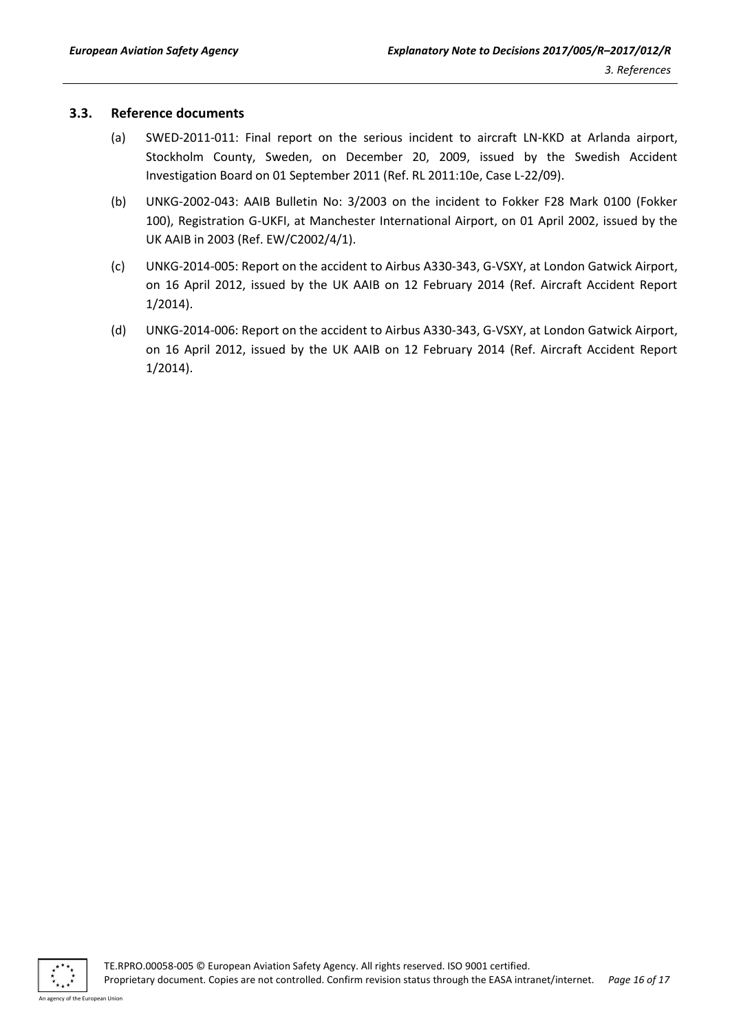### 3.3. Reference documents

(a) SWED-2011-011: Final report on the serious incident to aircraft LN-KKD at Arlanda airport, Stockholm County, Sweden, on December 20, 2009, issued by the Swedish Accident Investigation Board on 01 September 2011 (Ref. RL 2011:10e, Case L-22/09).

(b) UNKG-2002-043: AAIB Bulletin No: 3/2003 on the incident to Fokker F28 Mark 0100 (Fokker 100), Registration G-UKFI, at Manchester International Airport, on 01 April 2002, issued by the UK AAIB in 2003 (Ref. EW/C2002/4/1).

(c) UNKG-2014-005: Report on the accident to Airbus A330-343, G-VSXY, at London Gatwick Airport, on 16 April 2012, issued by the UK AAIB on 12 February 2014 (Ref. Aircraft Accident Report 1/2014).

(d) UNKG-2014-006: Report on the accident to Airbus A330-343, G-VSXY, at London Gatwick Airport, on 16 April 2012, issued by the UK AAIB on 12 February 2014 (Ref. Aircraft Accident Report 1/2014).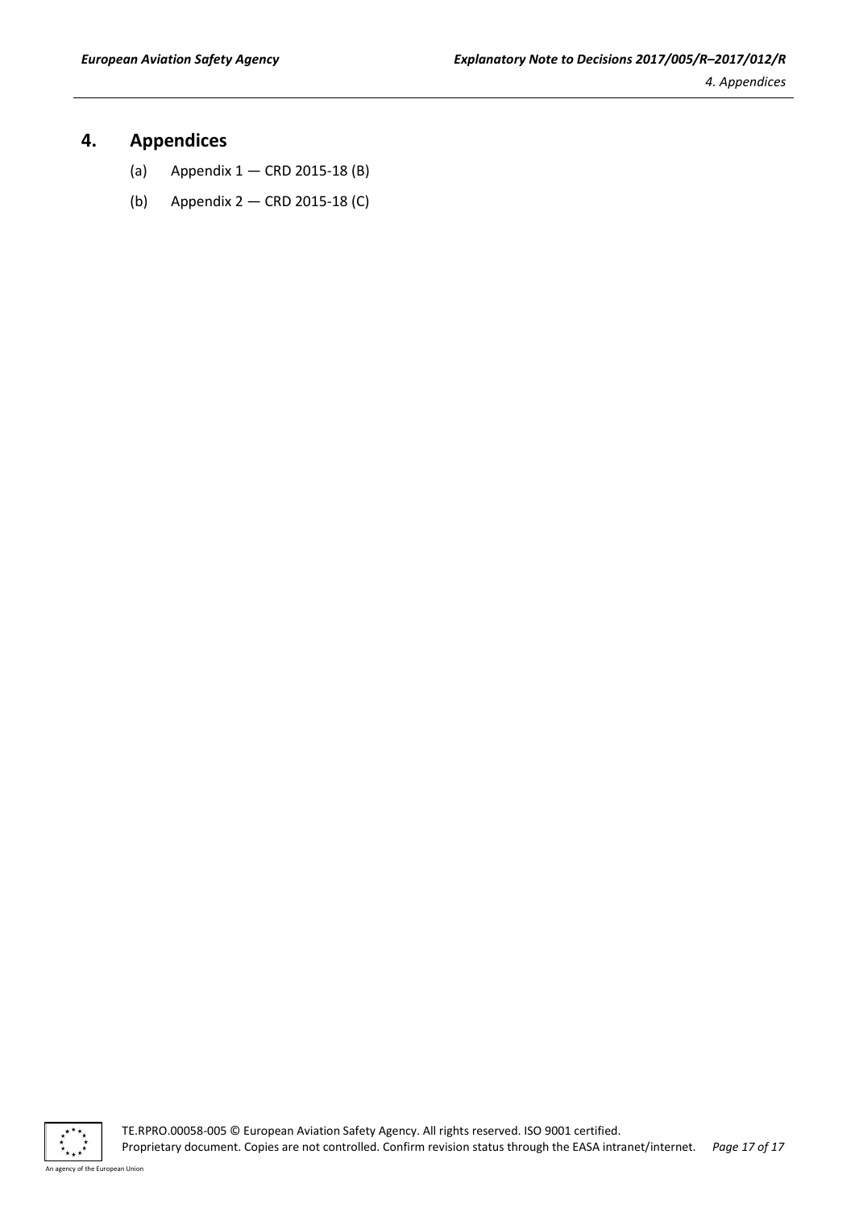## 4. Appendices

(a) Appendix 1 — CRD 2015-18 (B)

(b) Appendix 2 — CRD 2015-18 (C)